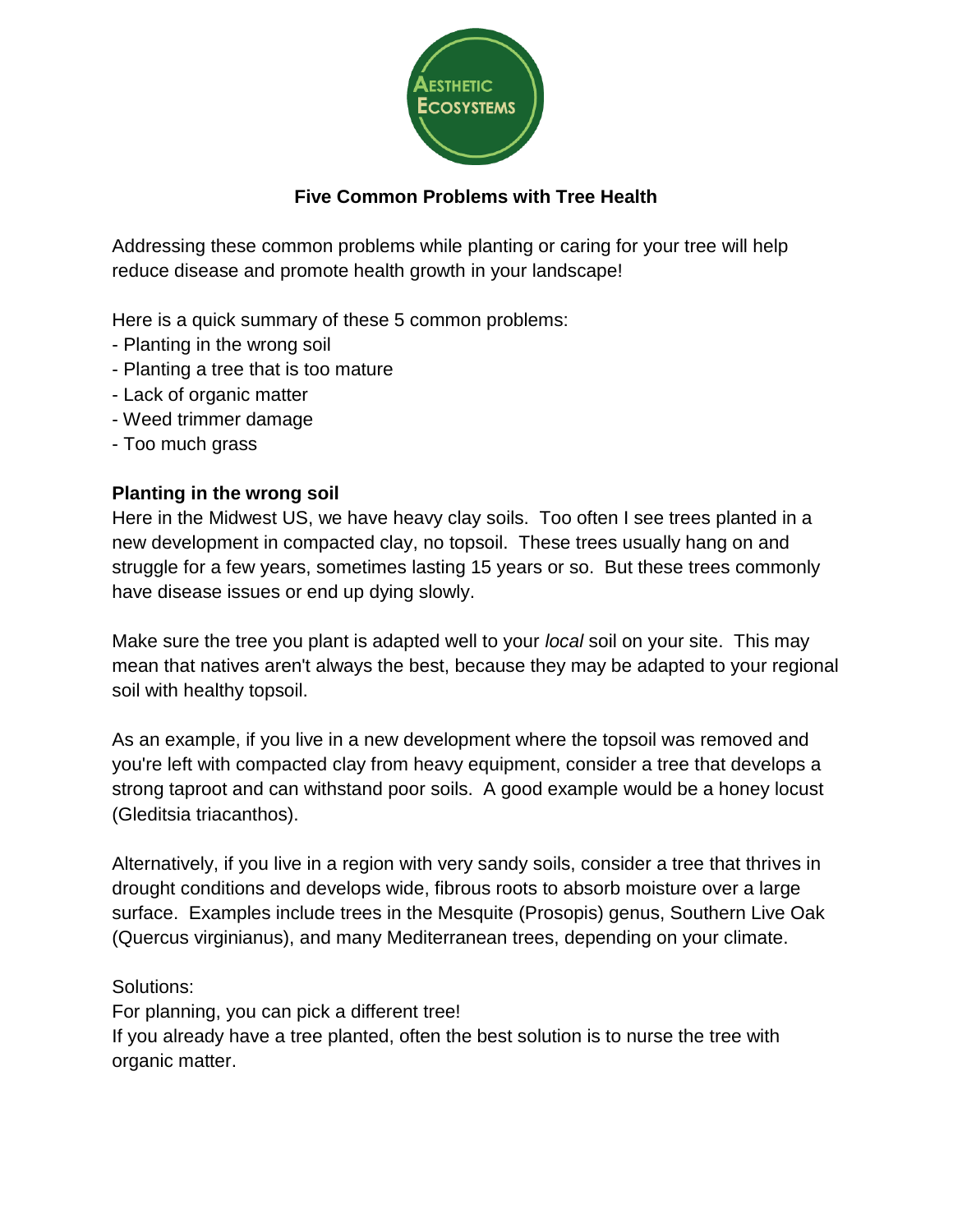AESTHETIC ECOSYSTEMS

# Five Common Problems with Tree Health

Addressing these common problems while planting or caring for your tree will help reduce disease and promote health growth in your landscape!

Here is a quick summary of these 5 common problems:
- Planting in the wrong soil
- Planting a tree that is too mature
- Lack of organic matter
- Weed trimmer damage
- Too much grass

## Planting in the wrong soil

Here in the Midwest US, we have heavy clay soils. Too often I see trees planted in a new development in compacted clay, no topsoil. These trees usually hang on and struggle for a few years, sometimes lasting 15 years or so. But these trees commonly have disease issues or end up dying slowly.

Make sure the tree you plant is adapted well to your *local* soil on your site. This may mean that natives aren't always the best, because they may be adapted to your regional soil with healthy topsoil.

As an example, if you live in a new development where the topsoil was removed and you're left with compacted clay from heavy equipment, consider a tree that develops a strong taproot and can withstand poor soils. A good example would be a honey locust (Gleditsia triacanthos).

Alternatively, if you live in a region with very sandy soils, consider a tree that thrives in drought conditions and develops wide, fibrous roots to absorb moisture over a large surface. Examples include trees in the Mesquite (Prosopis) genus, Southern Live Oak (Quercus virginianus), and many Mediterranean trees, depending on your climate.

Solutions:
For planning, you can pick a different tree!
If you already have a tree planted, often the best solution is to nurse the tree with organic matter.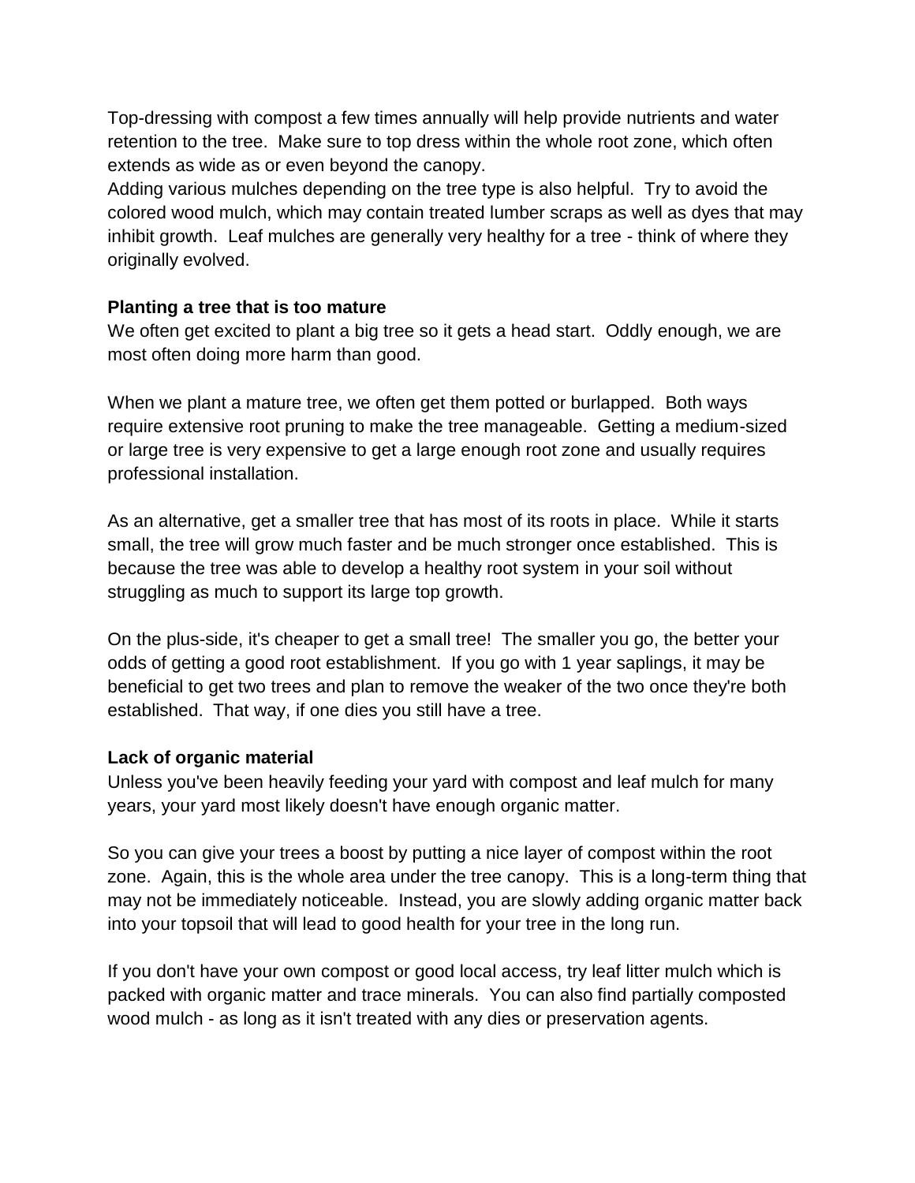Top-dressing with compost a few times annually will help provide nutrients and water retention to the tree.  Make sure to top dress within the whole root zone, which often extends as wide as or even beyond the canopy.
Adding various mulches depending on the tree type is also helpful.  Try to avoid the colored wood mulch, which may contain treated lumber scraps as well as dyes that may inhibit growth.  Leaf mulches are generally very healthy for a tree - think of where they originally evolved.

**Planting a tree that is too mature**
We often get excited to plant a big tree so it gets a head start.  Oddly enough, we are most often doing more harm than good.

When we plant a mature tree, we often get them potted or burlapped.  Both ways require extensive root pruning to make the tree manageable.  Getting a medium-sized or large tree is very expensive to get a large enough root zone and usually requires professional installation.

As an alternative, get a smaller tree that has most of its roots in place.  While it starts small, the tree will grow much faster and be much stronger once established.  This is because the tree was able to develop a healthy root system in your soil without struggling as much to support its large top growth.

On the plus-side, it's cheaper to get a small tree!  The smaller you go, the better your odds of getting a good root establishment.  If you go with 1 year saplings, it may be beneficial to get two trees and plan to remove the weaker of the two once they're both established.  That way, if one dies you still have a tree.

**Lack of organic material**
Unless you've been heavily feeding your yard with compost and leaf mulch for many years, your yard most likely doesn't have enough organic matter.

So you can give your trees a boost by putting a nice layer of compost within the root zone.  Again, this is the whole area under the tree canopy.  This is a long-term thing that may not be immediately noticeable.  Instead, you are slowly adding organic matter back into your topsoil that will lead to good health for your tree in the long run.

If you don't have your own compost or good local access, try leaf litter mulch which is packed with organic matter and trace minerals.  You can also find partially composted wood mulch - as long as it isn't treated with any dies or preservation agents.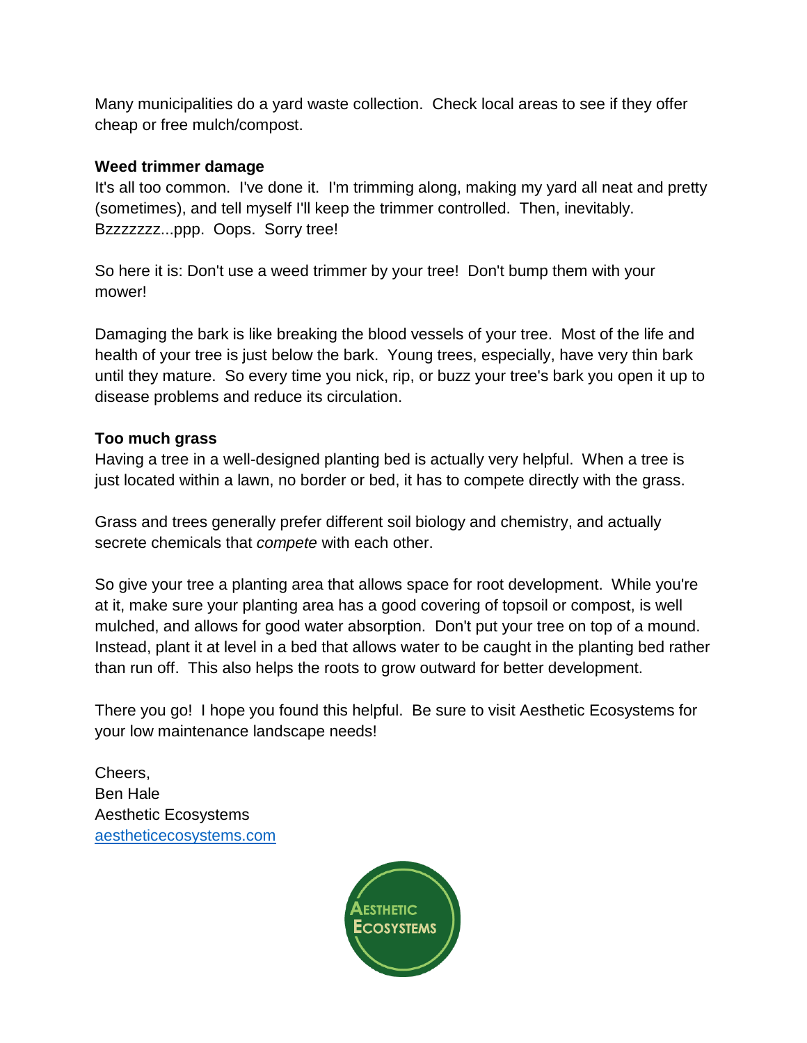Many municipalities do a yard waste collection. Check local areas to see if they offer cheap or free mulch/compost.

**Weed trimmer damage**

It's all too common. I've done it. I'm trimming along, making my yard all neat and pretty (sometimes), and tell myself I'll keep the trimmer controlled. Then, inevitably. Bzzzzzzz...ppp. Oops. Sorry tree!

So here it is: Don't use a weed trimmer by your tree! Don't bump them with your mower!

Damaging the bark is like breaking the blood vessels of your tree. Most of the life and health of your tree is just below the bark. Young trees, especially, have very thin bark until they mature. So every time you nick, rip, or buzz your tree's bark you open it up to disease problems and reduce its circulation.

**Too much grass**

Having a tree in a well-designed planting bed is actually very helpful. When a tree is just located within a lawn, no border or bed, it has to compete directly with the grass.

Grass and trees generally prefer different soil biology and chemistry, and actually secrete chemicals that *compete* with each other.

So give your tree a planting area that allows space for root development. While you're at it, make sure your planting area has a good covering of topsoil or compost, is well mulched, and allows for good water absorption. Don't put your tree on top of a mound. Instead, plant it at level in a bed that allows water to be caught in the planting bed rather than run off. This also helps the roots to grow outward for better development.

There you go! I hope you found this helpful. Be sure to visit Aesthetic Ecosystems for your low maintenance landscape needs!

Cheers,
Ben Hale
Aesthetic Ecosystems
[aestheticecosystems.com](http://aestheticecosystems.com)

AESTHETIC ECOSYSTEMS